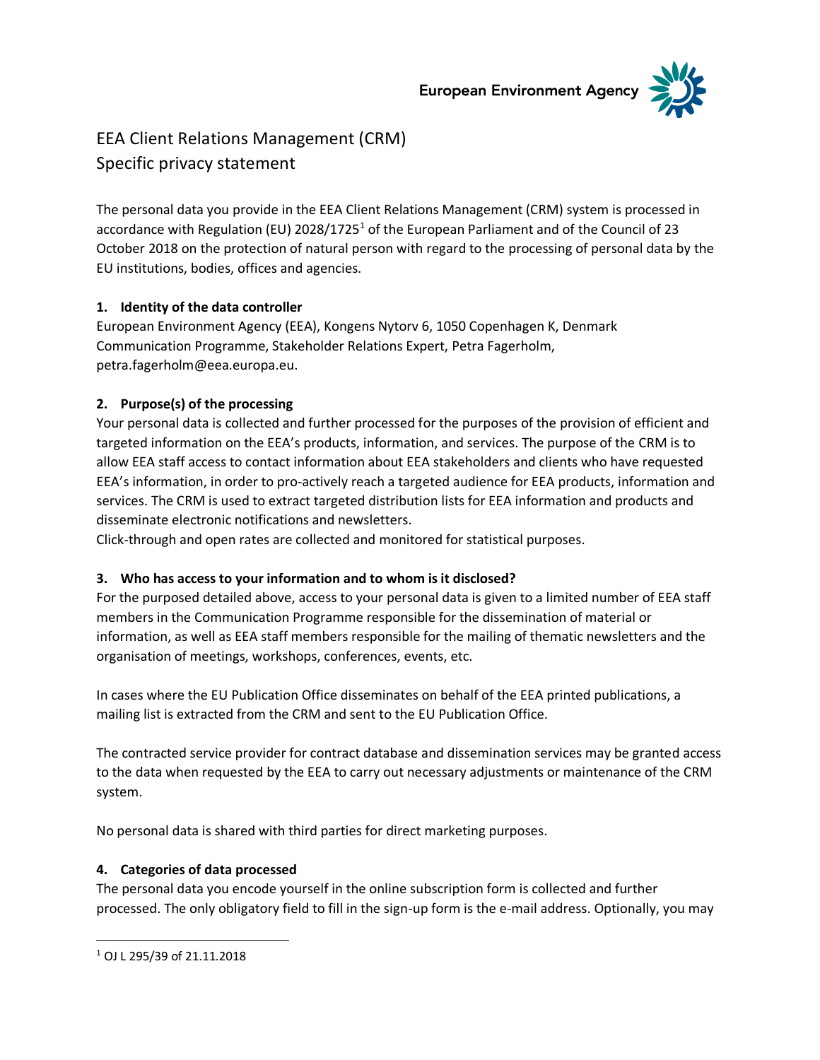European Environment Agency

# EEA Client Relations Management (CRM)
## Specific privacy statement

The personal data you provide in the EEA Client Relations Management (CRM) system is processed in accordance with Regulation (EU) 2028/1725[1] of the European Parliament and of the Council of 23 October 2018 on the protection of natural person with regard to the processing of personal data by the EU institutions, bodies, offices and agencies.

### 1. Identity of the data controller

European Environment Agency (EEA), Kongens Nytorv 6, 1050 Copenhagen K, Denmark
Communication Programme, Stakeholder Relations Expert, Petra Fagerholm, petra.fagerholm@eea.europa.eu.

### 2. Purpose(s) of the processing

Your personal data is collected and further processed for the purposes of the provision of efficient and targeted information on the EEA's products, information, and services. The purpose of the CRM is to allow EEA staff access to contact information about EEA stakeholders and clients who have requested EEA's information, in order to pro-actively reach a targeted audience for EEA products, information and services. The CRM is used to extract targeted distribution lists for EEA information and products and disseminate electronic notifications and newsletters.
Click-through and open rates are collected and monitored for statistical purposes.

### 3. Who has access to your information and to whom is it disclosed?

For the purposed detailed above, access to your personal data is given to a limited number of EEA staff members in the Communication Programme responsible for the dissemination of material or information, as well as EEA staff members responsible for the mailing of thematic newsletters and the organisation of meetings, workshops, conferences, events, etc.

In cases where the EU Publication Office disseminates on behalf of the EEA printed publications, a mailing list is extracted from the CRM and sent to the EU Publication Office.

The contracted service provider for contract database and dissemination services may be granted access to the data when requested by the EEA to carry out necessary adjustments or maintenance of the CRM system.

No personal data is shared with third parties for direct marketing purposes.

### 4. Categories of data processed

The personal data you encode yourself in the online subscription form is collected and further processed. The only obligatory field to fill in the sign-up form is the e-mail address. Optionally, you may

[1] OJ L 295/39 of 21.11.2018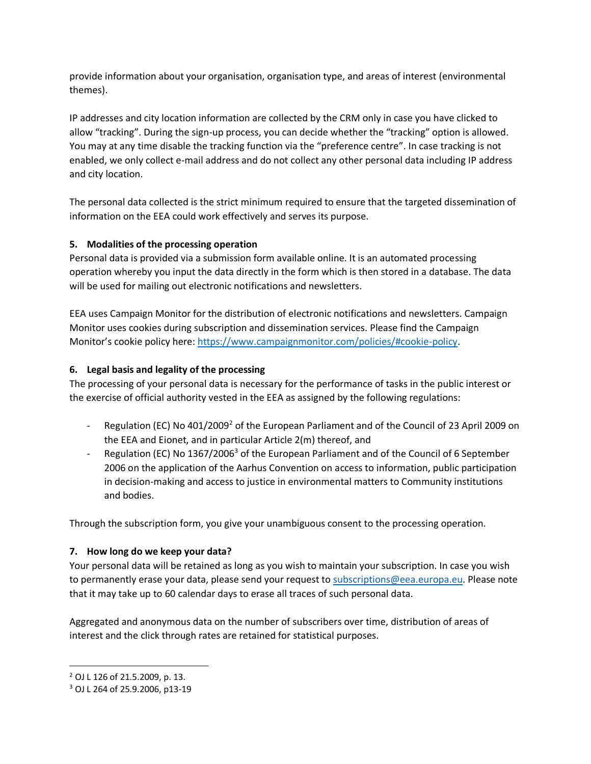provide information about your organisation, organisation type, and areas of interest (environmental themes).

IP addresses and city location information are collected by the CRM only in case you have clicked to allow "tracking". During the sign-up process, you can decide whether the "tracking" option is allowed. You may at any time disable the tracking function via the "preference centre". In case tracking is not enabled, we only collect e-mail address and do not collect any other personal data including IP address and city location.

The personal data collected is the strict minimum required to ensure that the targeted dissemination of information on the EEA could work effectively and serves its purpose.

### 5. Modalities of the processing operation

Personal data is provided via a submission form available online. It is an automated processing operation whereby you input the data directly in the form which is then stored in a database. The data will be used for mailing out electronic notifications and newsletters.

EEA uses Campaign Monitor for the distribution of electronic notifications and newsletters. Campaign Monitor uses cookies during subscription and dissemination services. Please find the Campaign Monitor's cookie policy here: [https://www.campaignmonitor.com/policies/#cookie-policy](https://www.campaignmonitor.com/policies/#cookie-policy).

### 6. Legal basis and legality of the processing

The processing of your personal data is necessary for the performance of tasks in the public interest or the exercise of official authority vested in the EEA as assigned by the following regulations:

- Regulation (EC) No 401/2009[2] of the European Parliament and of the Council of 23 April 2009 on the EEA and Eionet, and in particular Article 2(m) thereof, and
- Regulation (EC) No 1367/2006[3] of the European Parliament and of the Council of 6 September 2006 on the application of the Aarhus Convention on access to information, public participation in decision-making and access to justice in environmental matters to Community institutions and bodies.

Through the subscription form, you give your unambiguous consent to the processing operation.

### 7. How long do we keep your data?

Your personal data will be retained as long as you wish to maintain your subscription. In case you wish to permanently erase your data, please send your request to [subscriptions@eea.europa.eu](mailto:subscriptions@eea.europa.eu). Please note that it may take up to 60 calendar days to erase all traces of such personal data.

Aggregated and anonymous data on the number of subscribers over time, distribution of areas of interest and the click through rates are retained for statistical purposes.

---

[2] OJ L 126 of 21.5.2009, p. 13.

[3] OJ L 264 of 25.9.2006, p13-19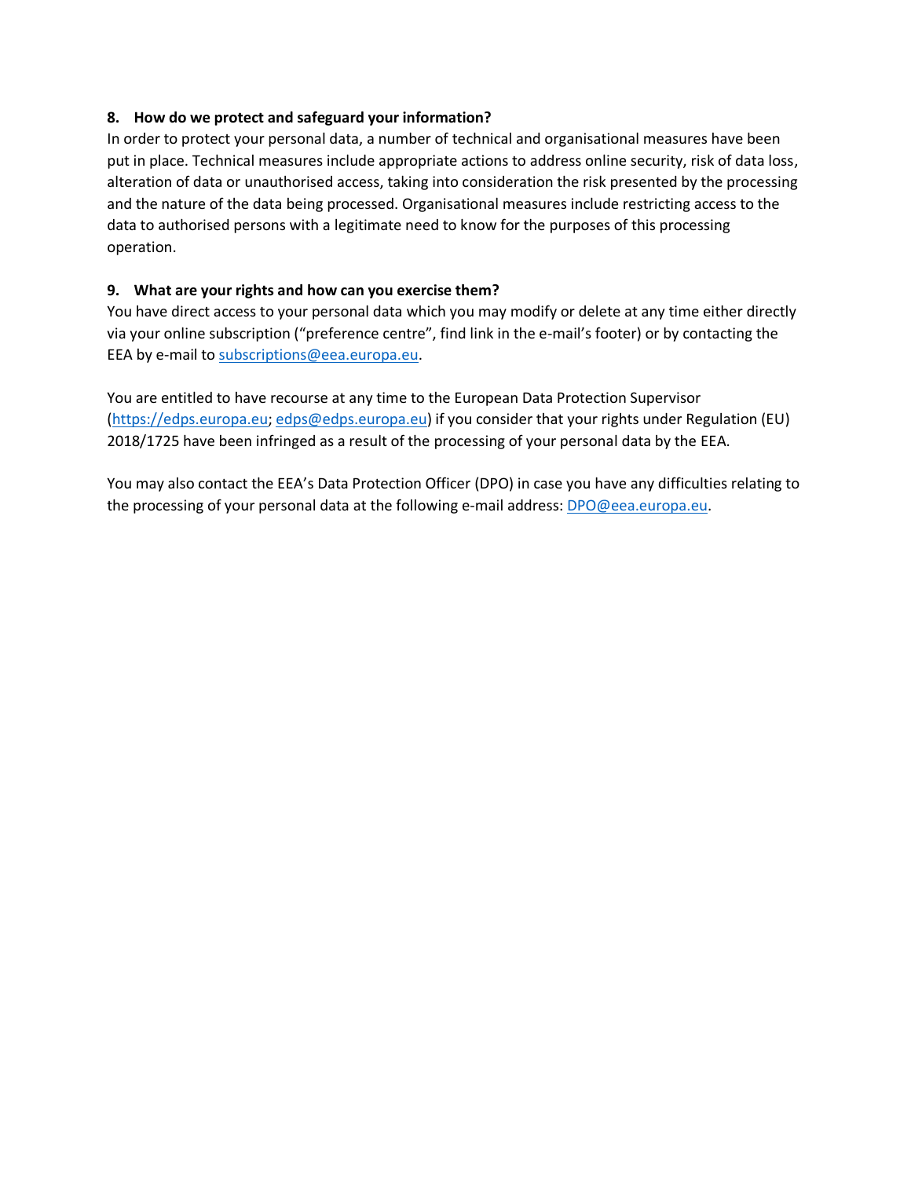**8. How do we protect and safeguard your information?**

In order to protect your personal data, a number of technical and organisational measures have been put in place. Technical measures include appropriate actions to address online security, risk of data loss, alteration of data or unauthorised access, taking into consideration the risk presented by the processing and the nature of the data being processed. Organisational measures include restricting access to the data to authorised persons with a legitimate need to know for the purposes of this processing operation.

**9. What are your rights and how can you exercise them?**

You have direct access to your personal data which you may modify or delete at any time either directly via your online subscription ("preference centre", find link in the e-mail's footer) or by contacting the EEA by e-mail to subscriptions@eea.europa.eu.

You are entitled to have recourse at any time to the European Data Protection Supervisor (https://edps.europa.eu; edps@edps.europa.eu) if you consider that your rights under Regulation (EU) 2018/1725 have been infringed as a result of the processing of your personal data by the EEA.

You may also contact the EEA's Data Protection Officer (DPO) in case you have any difficulties relating to the processing of your personal data at the following e-mail address: DPO@eea.europa.eu.